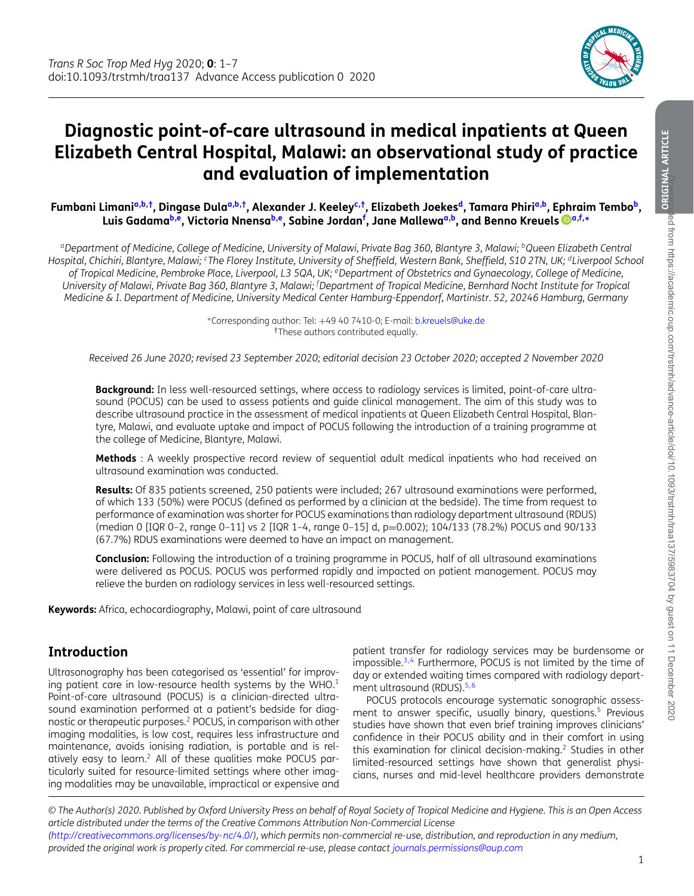# Diagnostic point-of-care ultrasound in medical inpatients at Queen Elizabeth Central Hospital, Malawi: an observational study of practice and evaluation of implementation

**Fumbani Limani[a,b,†], Dingase Dula[a,b,†], Alexander J. Keeley[c,†], Elizabeth Joekes[d], Tamara Phiri[a,b], Ephraim Tembo[b], Luis Gadama[b,e], Victoria Nnensa[b,e], Sabine Jordan[f], Jane Mallewa[a,b], and Benno Kreuels[a,f,*]**

*[a]Department of Medicine, College of Medicine, University of Malawi, Private Bag 360, Blantyre 3, Malawi; [b]Queen Elizabeth Central Hospital, Chichiri, Blantyre, Malawi; [c]The Florey Institute, University of Sheffield, Western Bank, Sheffield, S10 2TN, UK; [d]Liverpool School of Tropical Medicine, Pembroke Place, Liverpool, L3 5QA, UK; [e]Department of Obstetrics and Gynaecology, College of Medicine, University of Malawi, Private Bag 360, Blantyre 3, Malawi; [f]Department of Tropical Medicine, Bernhard Nocht Institute for Tropical Medicine & I. Department of Medicine, University Medical Center Hamburg-Eppendorf, Martinistr. 52, 20246 Hamburg, Germany*

*Corresponding author: Tel: +49 40 7410-0; E-mail: b.kreuels@uke.de
†These authors contributed equally.

*Received 26 June 2020; revised 23 September 2020; editorial decision 23 October 2020; accepted 2 November 2020*

**Background:** In less well-resourced settings, where access to radiology services is limited, point-of-care ultrasound (POCUS) can be used to assess patients and guide clinical management. The aim of this study was to describe ultrasound practice in the assessment of medical inpatients at Queen Elizabeth Central Hospital, Blantyre, Malawi, and evaluate uptake and impact of POCUS following the introduction of a training programme at the college of Medicine, Blantyre, Malawi.

**Methods** : A weekly prospective record review of sequential adult medical inpatients who had received an ultrasound examination was conducted.

**Results:** Of 835 patients screened, 250 patients were included; 267 ultrasound examinations were performed, of which 133 (50%) were POCUS (defined as performed by a clinician at the bedside). The time from request to performance of examination was shorter for POCUS examinations than radiology department ultrasound (RDUS) (median 0 [IQR 0–2, range 0–11] vs 2 [IQR 1–4, range 0–15] d, p=0.002); 104/133 (78.2%) POCUS and 90/133 (67.7%) RDUS examinations were deemed to have an impact on management.

**Conclusion:** Following the introduction of a training programme in POCUS, half of all ultrasound examinations were delivered as POCUS. POCUS was performed rapidly and impacted on patient management. POCUS may relieve the burden on radiology services in less well-resourced settings.

**Keywords:** Africa, echocardiography, Malawi, point of care ultrasound

## Introduction

Ultrasonography has been categorised as 'essential' for improving patient care in low-resource health systems by the WHO.[1] Point-of-care ultrasound (POCUS) is a clinician-directed ultrasound examination performed at a patient's bedside for diagnostic or therapeutic purposes.[2] POCUS, in comparison with other imaging modalities, is low cost, requires less infrastructure and maintenance, avoids ionising radiation, is portable and is relatively easy to learn.[2] All of these qualities make POCUS particularly suited for resource-limited settings where other imaging modalities may be unavailable, impractical or expensive and patient transfer for radiology services may be burdensome or impossible.[3,4] Furthermore, POCUS is not limited by the time of day or extended waiting times compared with radiology department ultrasound (RDUS).[5,6]

POCUS protocols encourage systematic sonographic assessment to answer specific, usually binary, questions.[5] Previous studies have shown that even brief training improves clinicians' confidence in their POCUS ability and in their comfort in using this examination for clinical decision-making.[2] Studies in other limited-resourced settings have shown that generalist physicians, nurses and mid-level healthcare providers demonstrate

© The Author(s) 2020. Published by Oxford University Press on behalf of Royal Society of Tropical Medicine and Hygiene. This is an Open Access article distributed under the terms of the Creative Commons Attribution Non-Commercial License (http://creativecommons.org/licenses/by-nc/4.0/), which permits non-commercial re-use, distribution, and reproduction in any medium, provided the original work is properly cited. For commercial re-use, please contact journals.permissions@oup.com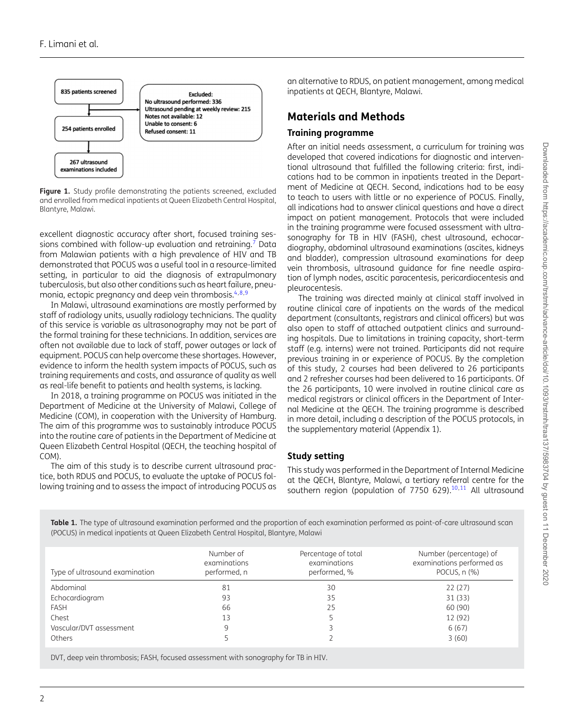835 patients screened

Excluded:
No ultrasound performed: 336
Ultrasound pending at weekly review: 215
Notes not available: 12
Unable to consent: 6
Refused consent: 11

254 patients enrolled

267 ultrasound examinations included

**Figure 1.** Study profile demonstrating the patients screened, excluded and enrolled from medical inpatients at Queen Elizabeth Central Hospital, Blantyre, Malawi.

excellent diagnostic accuracy after short, focused training sessions combined with follow-up evaluation and retraining.[7] Data from Malawian patients with a high prevalence of HIV and TB demonstrated that POCUS was a useful tool in a resource-limited setting, in particular to aid the diagnosis of extrapulmonary tuberculosis, but also other conditions such as heart failure, pneumonia, ectopic pregnancy and deep vein thrombosis.[4,8,9]

In Malawi, ultrasound examinations are mostly performed by staff of radiology units, usually radiology technicians. The quality of this service is variable as ultrasonography may not be part of the formal training for these technicians. In addition, services are often not available due to lack of staff, power outages or lack of equipment. POCUS can help overcome these shortages. However, evidence to inform the health system impacts of POCUS, such as training requirements and costs, and assurance of quality as well as real-life benefit to patients and health systems, is lacking.

In 2018, a training programme on POCUS was initiated in the Department of Medicine at the University of Malawi, College of Medicine (COM), in cooperation with the University of Hamburg. The aim of this programme was to sustainably introduce POCUS into the routine care of patients in the Department of Medicine at Queen Elizabeth Central Hospital (QECH, the teaching hospital of COM).

The aim of this study is to describe current ultrasound practice, both RDUS and POCUS, to evaluate the uptake of POCUS following training and to assess the impact of introducing POCUS as an alternative to RDUS, on patient management, among medical inpatients at QECH, Blantyre, Malawi.

## Materials and Methods

### Training programme

After an initial needs assessment, a curriculum for training was developed that covered indications for diagnostic and interventional ultrasound that fulfilled the following criteria: first, indications had to be common in inpatients treated in the Department of Medicine at QECH. Second, indications had to be easy to teach to users with little or no experience of POCUS. Finally, all indications had to answer clinical questions and have a direct impact on patient management. Protocols that were included in the training programme were focused assessment with ultrasonography for TB in HIV (FASH), chest ultrasound, echocardiography, abdominal ultrasound examinations (ascites, kidneys and bladder), compression ultrasound examinations for deep vein thrombosis, ultrasound guidance for fine needle aspiration of lymph nodes, ascitic paracentesis, pericardiocentesis and pleurocentesis.

The training was directed mainly at clinical staff involved in routine clinical care of inpatients on the wards of the medical department (consultants, registrars and clinical officers) but was also open to staff of attached outpatient clinics and surrounding hospitals. Due to limitations in training capacity, short-term staff (e.g. interns) were not trained. Participants did not require previous training in or experience of POCUS. By the completion of this study, 2 courses had been delivered to 26 participants and 2 refresher courses had been delivered to 16 participants. Of the 26 participants, 10 were involved in routine clinical care as medical registrars or clinical officers in the Department of Internal Medicine at the QECH. The training programme is described in more detail, including a description of the POCUS protocols, in the supplementary material (Appendix 1).

### Study setting

This study was performed in the Department of Internal Medicine at the QECH, Blantyre, Malawi, a tertiary referral centre for the southern region (population of 7750 629).[10,11] All ultrasound

**Table 1.** The type of ultrasound examination performed and the proportion of each examination performed as point-of-care ultrasound scan (POCUS) in medical inpatients at Queen Elizabeth Central Hospital, Blantyre, Malawi

| Type of ultrasound examination | Number of examinations performed, n | Percentage of total examinations performed, % | Number (percentage) of examinations performed as POCUS, n (%) |
|---|---|---|---|
| Abdominal | 81 | 30 | 22 (27) |
| Echocardiogram | 93 | 35 | 31 (33) |
| FASH | 66 | 25 | 60 (90) |
| Chest | 13 | 5 | 12 (92) |
| Vascular/DVT assessment | 9 | 3 | 6 (67) |
| Others | 5 | 2 | 3 (60) |

DVT, deep vein thrombosis; FASH, focused assessment with sonography for TB in HIV.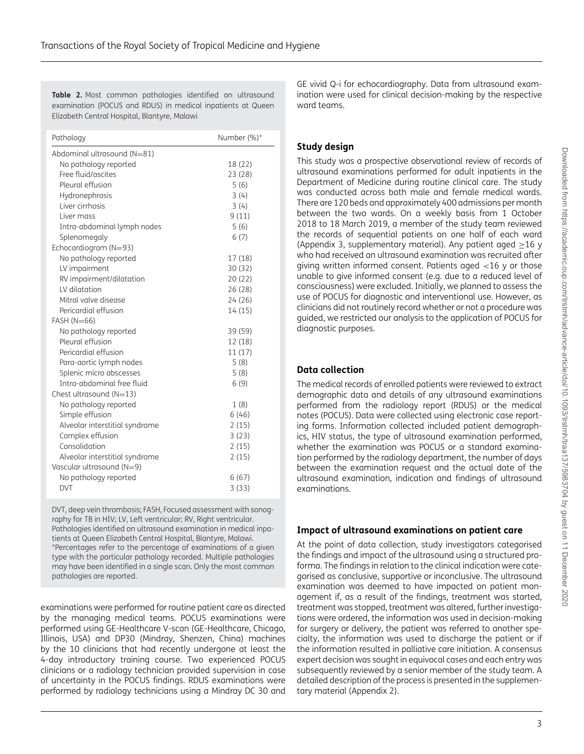**Table 2.** Most common pathologies identified on ultrasound examination (POCUS and RDUS) in medical inpatients at Queen Elizabeth Central Hospital, Blantyre, Malawi

| Pathology | Number (%)* |
|---|---|
| Abdominal ultrasound (N=81) | |
| No pathology reported | 18 (22) |
| Free fluid/ascites | 23 (28) |
| Pleural effusion | 5 (6) |
| Hydronephrosis | 3 (4) |
| Liver cirrhosis | 3 (4) |
| Liver mass | 9 (11) |
| Intra-abdominal lymph nodes | 5 (6) |
| Splenomegaly | 6 (7) |
| Echocardiogram (N=93) | |
| No pathology reported | 17 (18) |
| LV impairment | 30 (32) |
| RV impairment/dilatation | 20 (22) |
| LV dilatation | 26 (28) |
| Mitral valve disease | 24 (26) |
| Pericardial effusion | 14 (15) |
| FASH (N=66) | |
| No pathology reported | 39 (59) |
| Pleural effusion | 12 (18) |
| Pericardial effusion | 11 (17) |
| Para-aortic lymph nodes | 5 (8) |
| Splenic micro abscesses | 5 (8) |
| Intra-abdominal free fluid | 6 (9) |
| Chest ultrasound (N=13) | |
| No pathology reported | 1 (8) |
| Simple effusion | 6 (46) |
| Alveolar interstitial syndrome | 2 (15) |
| Complex effusion | 3 (23) |
| Consolidation | 2 (15) |
| Alveolar interstitial syndrome | 2 (15) |
| Vascular ultrasound (N=9) | |
| No pathology reported | 6 (67) |
| DVT | 3 (33) |

DVT, deep vein thrombosis; FASH, Focused assessment with sonography for TB in HIV; LV, Left ventricular; RV, Right ventricular.
Pathologies identified on ultrasound examination in medical inpatients at Queen Elizabeth Central Hospital, Blantyre, Malawi.
*Percentages refer to the percentage of examinations of a given type with the particular pathology recorded. Multiple pathologies may have been identified in a single scan. Only the most common pathologies are reported.

examinations were performed for routine patient care as directed by the managing medical teams. POCUS examinations were performed using GE-Healthcare V-scan (GE-Healthcare, Chicago, Illinois, USA) and DP30 (Mindray, Shenzen, China) machines by the 10 clinicians that had recently undergone at least the 4-day introductory training course. Two experienced POCUS clinicians or a radiology technician provided supervision in case of uncertainty in the POCUS findings. RDUS examinations were performed by radiology technicians using a Mindray DC 30 and GE vivid Q-i for echocardiography. Data from ultrasound examination were used for clinical decision-making by the respective ward teams.

## Study design

This study was a prospective observational review of records of ultrasound examinations performed for adult inpatients in the Department of Medicine during routine clinical care. The study was conducted across both male and female medical wards. There are 120 beds and approximately 400 admissions per month between the two wards. On a weekly basis from 1 October 2018 to 18 March 2019, a member of the study team reviewed the records of sequential patients on one half of each ward (Appendix 3, supplementary material). Any patient aged ≥16 y who had received an ultrasound examination was recruited after giving written informed consent. Patients aged <16 y or those unable to give informed consent (e.g. due to a reduced level of consciousness) were excluded. Initially, we planned to assess the use of POCUS for diagnostic and interventional use. However, as clinicians did not routinely record whether or not a procedure was guided, we restricted our analysis to the application of POCUS for diagnostic purposes.

## Data collection

The medical records of enrolled patients were reviewed to extract demographic data and details of any ultrasound examinations performed from the radiology report (RDUS) or the medical notes (POCUS). Data were collected using electronic case reporting forms. Information collected included patient demographics, HIV status, the type of ultrasound examination performed, whether the examination was POCUS or a standard examination performed by the radiology department, the number of days between the examination request and the actual date of the ultrasound examination, indication and findings of ultrasound examinations.

## Impact of ultrasound examinations on patient care

At the point of data collection, study investigators categorised the findings and impact of the ultrasound using a structured proforma. The findings in relation to the clinical indication were categorised as conclusive, supportive or inconclusive. The ultrasound examination was deemed to have impacted on patient management if, as a result of the findings, treatment was started, treatment was stopped, treatment was altered, further investigations were ordered, the information was used in decision-making for surgery or delivery, the patient was referred to another specialty, the information was used to discharge the patient or if the information resulted in palliative care initiation. A consensus expert decision was sought in equivocal cases and each entry was subsequently reviewed by a senior member of the study team. A detailed description of the process is presented in the supplementary material (Appendix 2).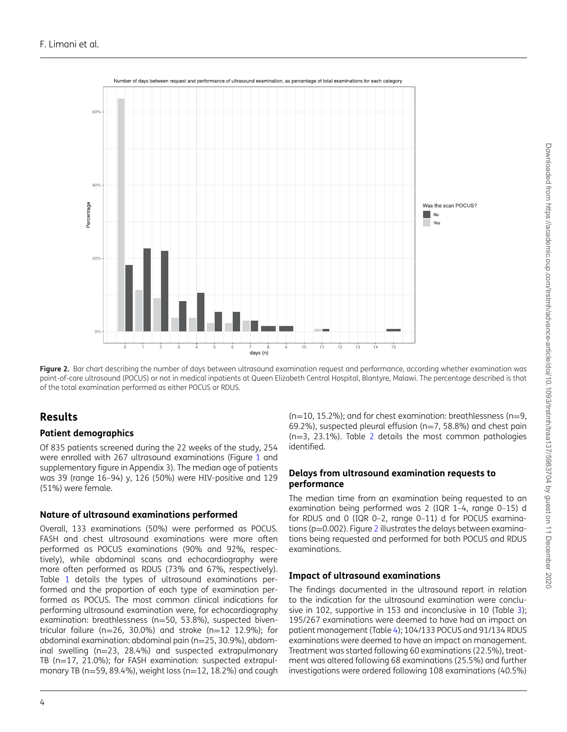Figure 2. Bar chart describing the number of days between ultrasound examination request and performance, according whether examination was point-of-care ultrasound (POCUS) or not in medical inpatients at Queen Elizabeth Central Hospital, Blantyre, Malawi. The percentage described is that of the total examination performed as either POCUS or RDUS.

## Results

### Patient demographics

Of 835 patients screened during the 22 weeks of the study, 254 were enrolled with 267 ultrasound examinations (Figure 1 and supplementary figure in Appendix 3). The median age of patients was 39 (range 16–94) y, 126 (50%) were HIV-positive and 129 (51%) were female.

### Nature of ultrasound examinations performed

Overall, 133 examinations (50%) were performed as POCUS. FASH and chest ultrasound examinations were more often performed as POCUS examinations (90% and 92%, respectively), while abdominal scans and echocardiography were more often performed as RDUS (73% and 67%, respectively). Table 1 details the types of ultrasound examinations performed and the proportion of each type of examination performed as POCUS. The most common clinical indications for performing ultrasound examination were, for echocardiography examination: breathlessness (n=50, 53.8%), suspected biventricular failure (n=26, 30.0%) and stroke (n=12 12.9%); for abdominal examination: abdominal pain (n=25, 30.9%), abdominal swelling (n=23, 28.4%) and suspected extrapulmonary TB (n=17, 21.0%); for FASH examination: suspected extrapulmonary TB (n=59, 89.4%), weight loss (n=12, 18.2%) and cough (n=10, 15.2%); and for chest examination: breathlessness (n=9, 69.2%), suspected pleural effusion (n=7, 58.8%) and chest pain (n=3, 23.1%). Table 2 details the most common pathologies identified.

### Delays from ultrasound examination requests to performance

The median time from an examination being requested to an examination being performed was 2 (IQR 1–4, range 0–15) d for RDUS and 0 (IQR 0–2, range 0–11) d for POCUS examinations (p=0.002). Figure 2 illustrates the delays between examinations being requested and performed for both POCUS and RDUS examinations.

### Impact of ultrasound examinations

The findings documented in the ultrasound report in relation to the indication for the ultrasound examination were conclusive in 102, supportive in 153 and inconclusive in 10 (Table 3); 195/267 examinations were deemed to have had an impact on patient management (Table 4); 104/133 POCUS and 91/134 RDUS examinations were deemed to have an impact on management. Treatment was started following 60 examinations (22.5%), treatment was altered following 68 examinations (25.5%) and further investigations were ordered following 108 examinations (40.5%)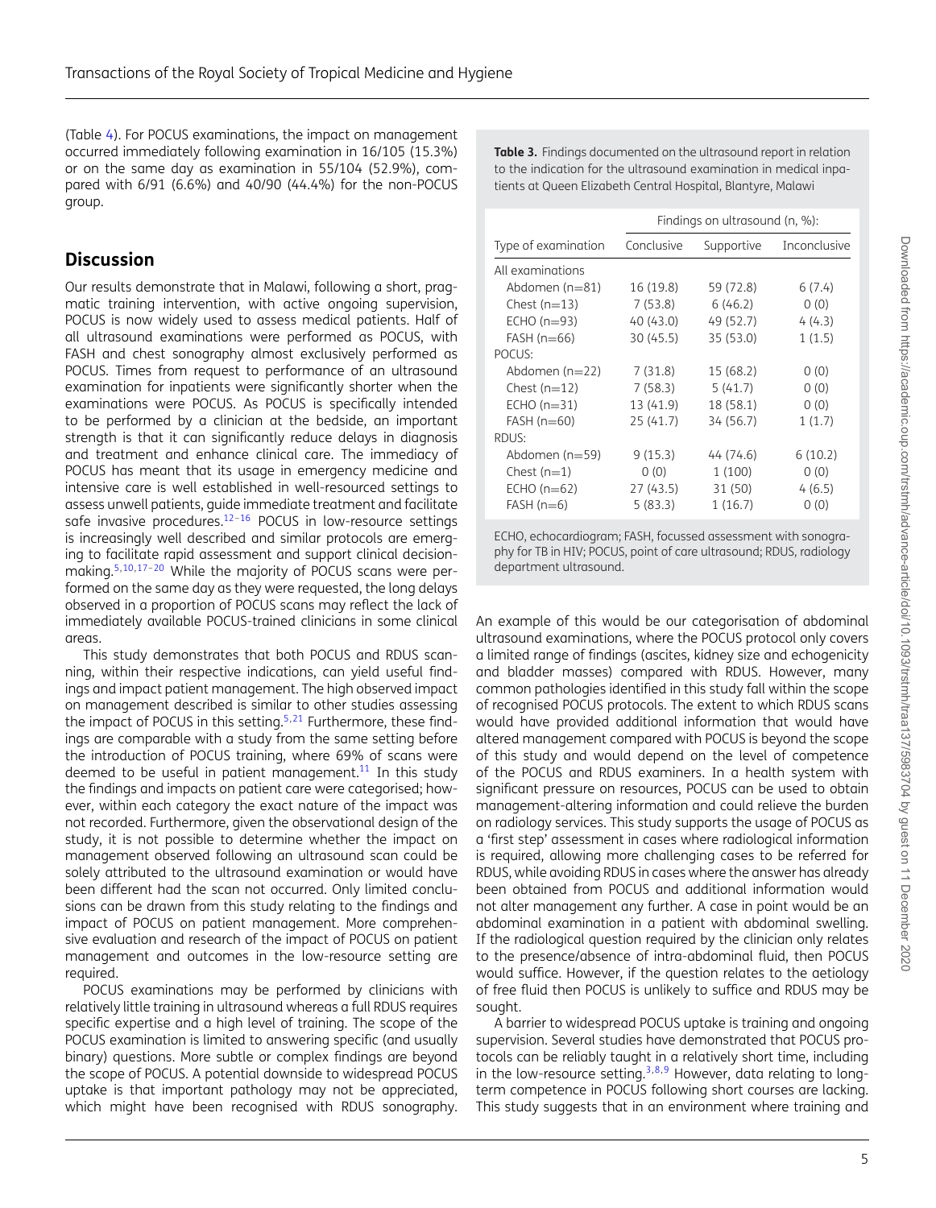(Table 4). For POCUS examinations, the impact on management occurred immediately following examination in 16/105 (15.3%) or on the same day as examination in 55/104 (52.9%), compared with 6/91 (6.6%) and 40/90 (44.4%) for the non-POCUS group.

## Discussion

Our results demonstrate that in Malawi, following a short, pragmatic training intervention, with active ongoing supervision, POCUS is now widely used to assess medical patients. Half of all ultrasound examinations were performed as POCUS, with FASH and chest sonography almost exclusively performed as POCUS. Times from request to performance of an ultrasound examination for inpatients were significantly shorter when the examinations were POCUS. As POCUS is specifically intended to be performed by a clinician at the bedside, an important strength is that it can significantly reduce delays in diagnosis and treatment and enhance clinical care. The immediacy of POCUS has meant that its usage in emergency medicine and intensive care is well established in well-resourced settings to assess unwell patients, guide immediate treatment and facilitate safe invasive procedures.[12–16] POCUS in low-resource settings is increasingly well described and similar protocols are emerging to facilitate rapid assessment and support clinical decision-making.[5,10,17–20] While the majority of POCUS scans were performed on the same day as they were requested, the long delays observed in a proportion of POCUS scans may reflect the lack of immediately available POCUS-trained clinicians in some clinical areas.

This study demonstrates that both POCUS and RDUS scanning, within their respective indications, can yield useful findings and impact patient management. The high observed impact on management described is similar to other studies assessing the impact of POCUS in this setting.[5,21] Furthermore, these findings are comparable with a study from the same setting before the introduction of POCUS training, where 69% of scans were deemed to be useful in patient management.[11] In this study the findings and impacts on patient care were categorised; however, within each category the exact nature of the impact was not recorded. Furthermore, given the observational design of the study, it is not possible to determine whether the impact on management observed following an ultrasound scan could be solely attributed to the ultrasound examination or would have been different had the scan not occurred. Only limited conclusions can be drawn from this study relating to the findings and impact of POCUS on patient management. More comprehensive evaluation and research of the impact of POCUS on patient management and outcomes in the low-resource setting are required.

POCUS examinations may be performed by clinicians with relatively little training in ultrasound whereas a full RDUS requires specific expertise and a high level of training. The scope of the POCUS examination is limited to answering specific (and usually binary) questions. More subtle or complex findings are beyond the scope of POCUS. A potential downside to widespread POCUS uptake is that important pathology may not be appreciated, which might have been recognised with RDUS sonography.

**Table 3.** Findings documented on the ultrasound report in relation to the indication for the ultrasound examination in medical inpatients at Queen Elizabeth Central Hospital, Blantyre, Malawi

| Type of examination | Findings on ultrasound (n, %): | | |
|---|---|---|---|
| | Conclusive | Supportive | Inconclusive |
| All examinations | | | |
| Abdomen (n=81) | 16 (19.8) | 59 (72.8) | 6 (7.4) |
| Chest (n=13) | 7 (53.8) | 6 (46.2) | 0 (0) |
| ECHO (n=93) | 40 (43.0) | 49 (52.7) | 4 (4.3) |
| FASH (n=66) | 30 (45.5) | 35 (53.0) | 1 (1.5) |
| POCUS: | | | |
| Abdomen (n=22) | 7 (31.8) | 15 (68.2) | 0 (0) |
| Chest (n=12) | 7 (58.3) | 5 (41.7) | 0 (0) |
| ECHO (n=31) | 13 (41.9) | 18 (58.1) | 0 (0) |
| FASH (n=60) | 25 (41.7) | 34 (56.7) | 1 (1.7) |
| RDUS: | | | |
| Abdomen (n=59) | 9 (15.3) | 44 (74.6) | 6 (10.2) |
| Chest (n=1) | 0 (0) | 1 (100) | 0 (0) |
| ECHO (n=62) | 27 (43.5) | 31 (50) | 4 (6.5) |
| FASH (n=6) | 5 (83.3) | 1 (16.7) | 0 (0) |

ECHO, echocardiogram; FASH, focussed assessment with sonography for TB in HIV; POCUS, point of care ultrasound; RDUS, radiology department ultrasound.

An example of this would be our categorisation of abdominal ultrasound examinations, where the POCUS protocol only covers a limited range of findings (ascites, kidney size and echogenicity and bladder masses) compared with RDUS. However, many common pathologies identified in this study fall within the scope of recognised POCUS protocols. The extent to which RDUS scans would have provided additional information that would have altered management compared with POCUS is beyond the scope of this study and would depend on the level of competence of the POCUS and RDUS examiners. In a health system with significant pressure on resources, POCUS can be used to obtain management-altering information and could relieve the burden on radiology services. This study supports the usage of POCUS as a 'first step' assessment in cases where radiological information is required, allowing more challenging cases to be referred for RDUS, while avoiding RDUS in cases where the answer has already been obtained from POCUS and additional information would not alter management any further. A case in point would be an abdominal examination in a patient with abdominal swelling. If the radiological question required by the clinician only relates to the presence/absence of intra-abdominal fluid, then POCUS would suffice. However, if the question relates to the aetiology of free fluid then POCUS is unlikely to suffice and RDUS may be sought.

A barrier to widespread POCUS uptake is training and ongoing supervision. Several studies have demonstrated that POCUS protocols can be reliably taught in a relatively short time, including in the low-resource setting.[3,8,9] However, data relating to long-term competence in POCUS following short courses are lacking. This study suggests that in an environment where training and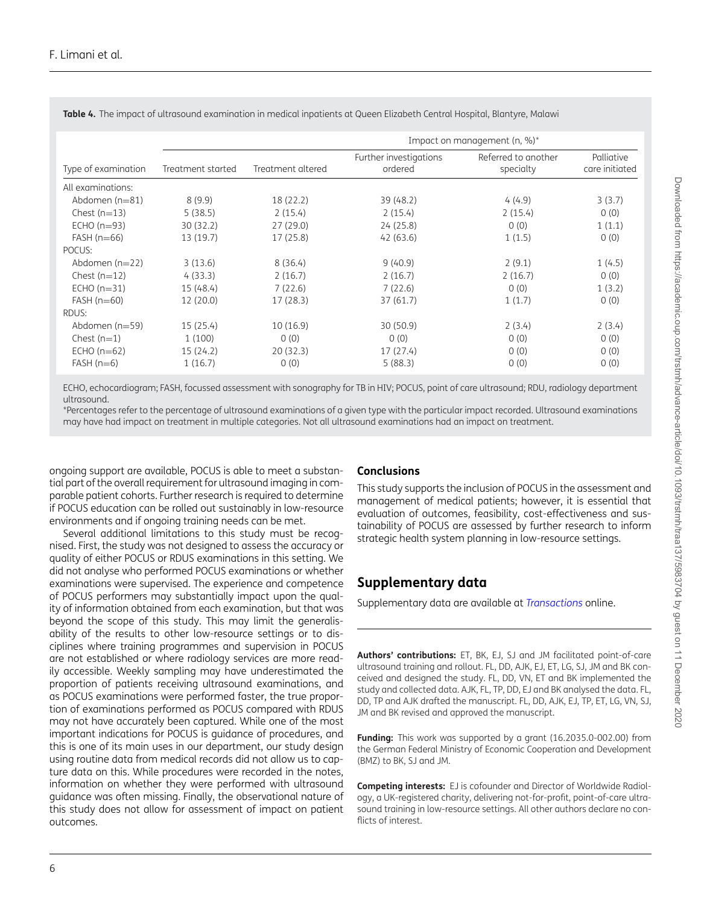**Table 4.** The impact of ultrasound examination in medical inpatients at Queen Elizabeth Central Hospital, Blantyre, Malawi

| Type of examination | Impact on management (n, %)* | | | | |
|---|---|---|---|---|---|
| | Treatment started | Treatment altered | Further investigations ordered | Referred to another specialty | Palliative care initiated |
| All examinations: | | | | | |
| Abdomen (n=81) | 8 (9.9) | 18 (22.2) | 39 (48.2) | 4 (4.9) | 3 (3.7) |
| Chest (n=13) | 5 (38.5) | 2 (15.4) | 2 (15.4) | 2 (15.4) | 0 (0) |
| ECHO (n=93) | 30 (32.2) | 27 (29.0) | 24 (25.8) | 0 (0) | 1 (1.1) |
| FASH (n=66) | 13 (19.7) | 17 (25.8) | 42 (63.6) | 1 (1.5) | 0 (0) |
| POCUS: | | | | | |
| Abdomen (n=22) | 3 (13.6) | 8 (36.4) | 9 (40.9) | 2 (9.1) | 1 (4.5) |
| Chest (n=12) | 4 (33.3) | 2 (16.7) | 2 (16.7) | 2 (16.7) | 0 (0) |
| ECHO (n=31) | 15 (48.4) | 7 (22.6) | 7 (22.6) | 0 (0) | 1 (3.2) |
| FASH (n=60) | 12 (20.0) | 17 (28.3) | 37 (61.7) | 1 (1.7) | 0 (0) |
| RDUS: | | | | | |
| Abdomen (n=59) | 15 (25.4) | 10 (16.9) | 30 (50.9) | 2 (3.4) | 2 (3.4) |
| Chest (n=1) | 1 (100) | 0 (0) | 0 (0) | 0 (0) | 0 (0) |
| ECHO (n=62) | 15 (24.2) | 20 (32.3) | 17 (27.4) | 0 (0) | 0 (0) |
| FASH (n=6) | 1 (16.7) | 0 (0) | 5 (88.3) | 0 (0) | 0 (0) |

ECHO, echocardiogram; FASH, focussed assessment with sonography for TB in HIV; POCUS, point of care ultrasound; RDU, radiology department ultrasound.

*Percentages refer to the percentage of ultrasound examinations of a given type with the particular impact recorded. Ultrasound examinations may have had impact on treatment in multiple categories. Not all ultrasound examinations had an impact on treatment.

ongoing support are available, POCUS is able to meet a substantial part of the overall requirement for ultrasound imaging in comparable patient cohorts. Further research is required to determine if POCUS education can be rolled out sustainably in low-resource environments and if ongoing training needs can be met.

Several additional limitations to this study must be recognised. First, the study was not designed to assess the accuracy or quality of either POCUS or RDUS examinations in this setting. We did not analyse who performed POCUS examinations or whether examinations were supervised. The experience and competence of POCUS performers may substantially impact upon the quality of information obtained from each examination, but that was beyond the scope of this study. This may limit the generalisability of the results to other low-resource settings or to disciplines where training programmes and supervision in POCUS are not established or where radiology services are more readily accessible. Weekly sampling may have underestimated the proportion of patients receiving ultrasound examinations, and as POCUS examinations were performed faster, the true proportion of examinations performed as POCUS compared with RDUS may not have accurately been captured. While one of the most important indications for POCUS is guidance of procedures, and this is one of its main uses in our department, our study design using routine data from medical records did not allow us to capture data on this. While procedures were recorded in the notes, information on whether they were performed with ultrasound guidance was often missing. Finally, the observational nature of this study does not allow for assessment of impact on patient outcomes.

## Conclusions

This study supports the inclusion of POCUS in the assessment and management of medical patients; however, it is essential that evaluation of outcomes, feasibility, cost-effectiveness and sustainability of POCUS are assessed by further research to inform strategic health system planning in low-resource settings.

## Supplementary data

Supplementary data are available at *Transactions* online.

**Authors' contributions:** ET, BK, EJ, SJ and JM facilitated point-of-care ultrasound training and rollout. FL, DD, AJK, EJ, ET, LG, SJ, JM and BK conceived and designed the study. FL, DD, VN, ET and BK implemented the study and collected data. AJK, FL, TP, DD, EJ and BK analysed the data. FL, DD, TP and AJK drafted the manuscript. FL, DD, AJK, EJ, TP, ET, LG, VN, SJ, JM and BK revised and approved the manuscript.

**Funding:** This work was supported by a grant (16.2035.0-002.00) from the German Federal Ministry of Economic Cooperation and Development (BMZ) to BK, SJ and JM.

**Competing interests:** EJ is cofounder and Director of Worldwide Radiology, a UK-registered charity, delivering not-for-profit, point-of-care ultrasound training in low-resource settings. All other authors declare no conflicts of interest.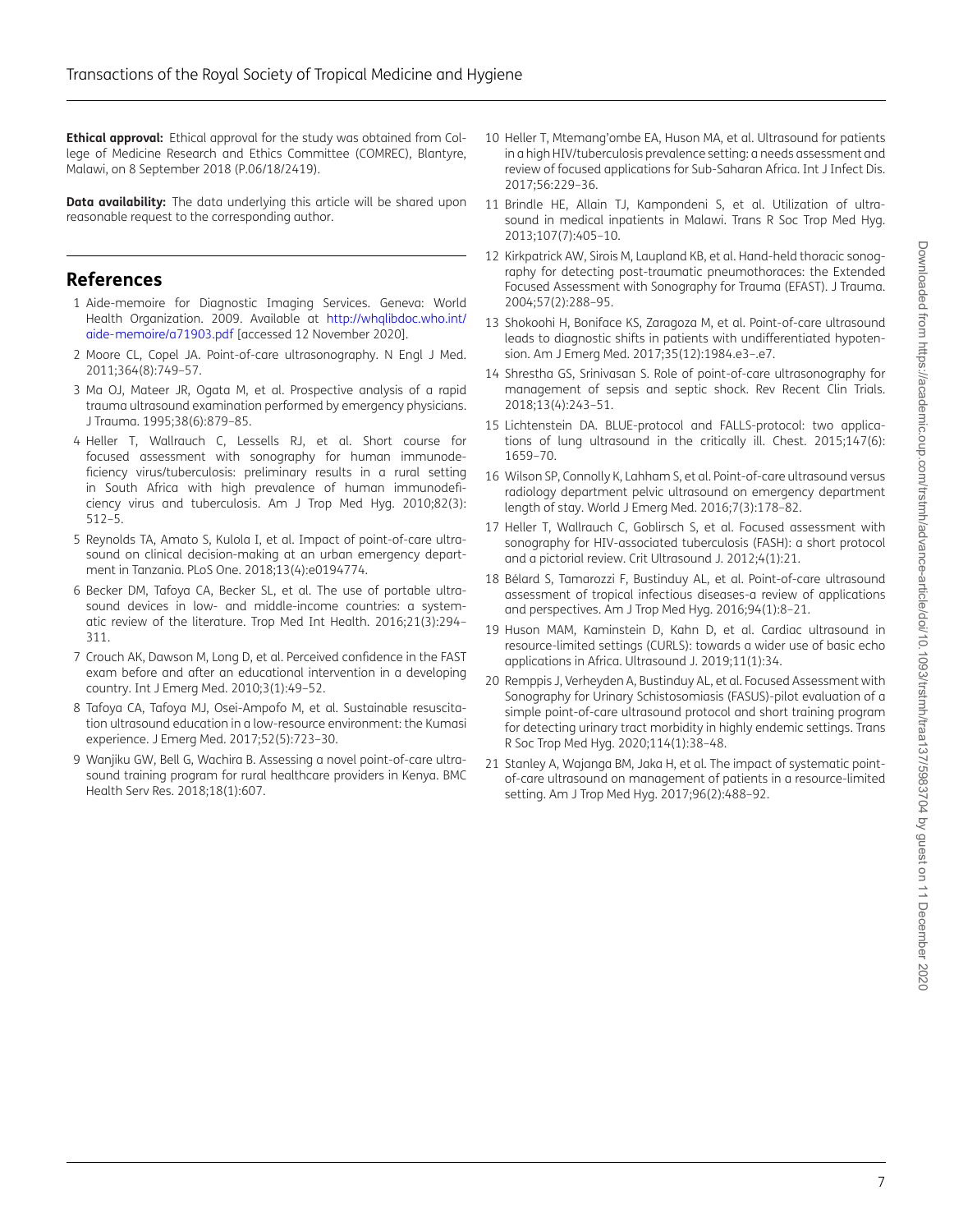**Ethical approval:** Ethical approval for the study was obtained from College of Medicine Research and Ethics Committee (COMREC), Blantyre, Malawi, on 8 September 2018 (P.06/18/2419).

**Data availability:** The data underlying this article will be shared upon reasonable request to the corresponding author.

## References

1 Aide-memoire for Diagnostic Imaging Services. Geneva: World Health Organization. 2009. Available at http://whqlibdoc.who.int/aide-memoire/a71903.pdf [accessed 12 November 2020].

2 Moore CL, Copel JA. Point-of-care ultrasonography. N Engl J Med. 2011;364(8):749–57.

3 Ma OJ, Mateer JR, Ogata M, et al. Prospective analysis of a rapid trauma ultrasound examination performed by emergency physicians. J Trauma. 1995;38(6):879–85.

4 Heller T, Wallrauch C, Lessells RJ, et al. Short course for focused assessment with sonography for human immunodeficiency virus/tuberculosis: preliminary results in a rural setting in South Africa with high prevalence of human immunodeficiency virus and tuberculosis. Am J Trop Med Hyg. 2010;82(3):512–5.

5 Reynolds TA, Amato S, Kulola I, et al. Impact of point-of-care ultrasound on clinical decision-making at an urban emergency department in Tanzania. PLoS One. 2018;13(4):e0194774.

6 Becker DM, Tafoya CA, Becker SL, et al. The use of portable ultrasound devices in low- and middle-income countries: a systematic review of the literature. Trop Med Int Health. 2016;21(3):294–311.

7 Crouch AK, Dawson M, Long D, et al. Perceived confidence in the FAST exam before and after an educational intervention in a developing country. Int J Emerg Med. 2010;3(1):49–52.

8 Tafoya CA, Tafoya MJ, Osei-Ampofo M, et al. Sustainable resuscitation ultrasound education in a low-resource environment: the Kumasi experience. J Emerg Med. 2017;52(5):723–30.

9 Wanjiku GW, Bell G, Wachira B. Assessing a novel point-of-care ultrasound training program for rural healthcare providers in Kenya. BMC Health Serv Res. 2018;18(1):607.

10 Heller T, Mtemang'ombe EA, Huson MA, et al. Ultrasound for patients in a high HIV/tuberculosis prevalence setting: a needs assessment and review of focused applications for Sub-Saharan Africa. Int J Infect Dis. 2017;56:229–36.

11 Brindle HE, Allain TJ, Kampondeni S, et al. Utilization of ultrasound in medical inpatients in Malawi. Trans R Soc Trop Med Hyg. 2013;107(7):405–10.

12 Kirkpatrick AW, Sirois M, Laupland KB, et al. Hand-held thoracic sonography for detecting post-traumatic pneumothoraces: the Extended Focused Assessment with Sonography for Trauma (EFAST). J Trauma. 2004;57(2):288–95.

13 Shokoohi H, Boniface KS, Zaragoza M, et al. Point-of-care ultrasound leads to diagnostic shifts in patients with undifferentiated hypotension. Am J Emerg Med. 2017;35(12):1984.e3–.e7.

14 Shrestha GS, Srinivasan S. Role of point-of-care ultrasonography for management of sepsis and septic shock. Rev Recent Clin Trials. 2018;13(4):243–51.

15 Lichtenstein DA. BLUE-protocol and FALLS-protocol: two applications of lung ultrasound in the critically ill. Chest. 2015;147(6):1659–70.

16 Wilson SP, Connolly K, Lahham S, et al. Point-of-care ultrasound versus radiology department pelvic ultrasound on emergency department length of stay. World J Emerg Med. 2016;7(3):178–82.

17 Heller T, Wallrauch C, Goblirsch S, et al. Focused assessment with sonography for HIV-associated tuberculosis (FASH): a short protocol and a pictorial review. Crit Ultrasound J. 2012;4(1):21.

18 Bélard S, Tamarozzi F, Bustinduy AL, et al. Point-of-care ultrasound assessment of tropical infectious diseases-a review of applications and perspectives. Am J Trop Med Hyg. 2016;94(1):8–21.

19 Huson MAM, Kaminstein D, Kahn D, et al. Cardiac ultrasound in resource-limited settings (CURLS): towards a wider use of basic echo applications in Africa. Ultrasound J. 2019;11(1):34.

20 Remppis J, Verheyden A, Bustinduy AL, et al. Focused Assessment with Sonography for Urinary Schistosomiasis (FASUS)-pilot evaluation of a simple point-of-care ultrasound protocol and short training program for detecting urinary tract morbidity in highly endemic settings. Trans R Soc Trop Med Hyg. 2020;114(1):38–48.

21 Stanley A, Wajanga BM, Jaka H, et al. The impact of systematic point-of-care ultrasound on management of patients in a resource-limited setting. Am J Trop Med Hyg. 2017;96(2):488–92.